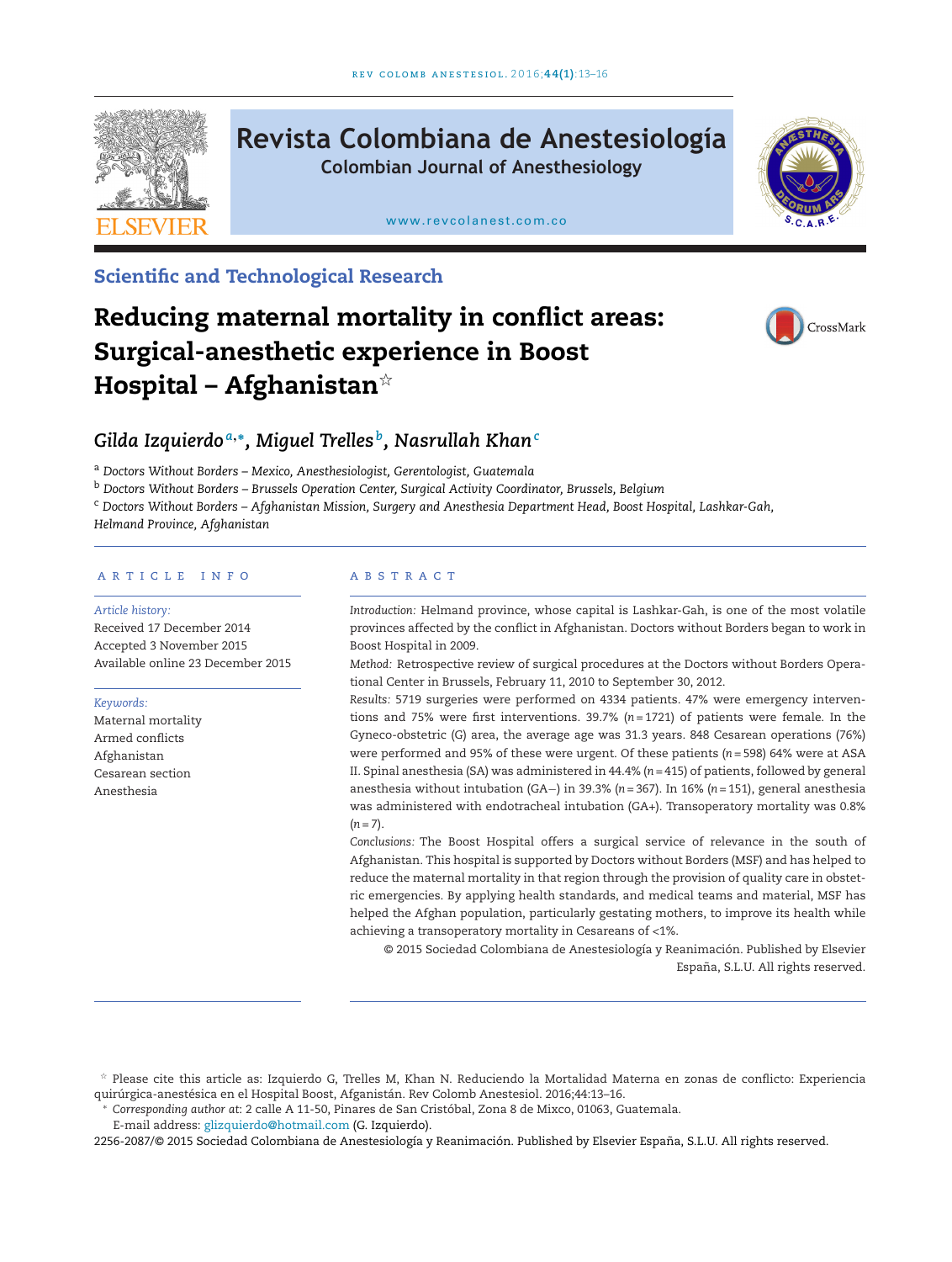Scientific and Technological Research

# Reducing maternal mortality in conflict areas: Surgical-anesthetic experience in Boost Hospital – Afghanistan☆

*Gilda Izquierdo*[a,*], *Miguel Trelles*[b], *Nasrullah Khan*[c]

[a] *Doctors Without Borders – Mexico, Anesthesiologist, Gerentologist, Guatemala*

[b] *Doctors Without Borders – Brussels Operation Center, Surgical Activity Coordinator, Brussels, Belgium*

[c] *Doctors Without Borders – Afghanistan Mission, Surgery and Anesthesia Department Head, Boost Hospital, Lashkar-Gah, Helmand Province, Afghanistan*

## ARTICLE INFO

*Article history:*
Received 17 December 2014
Accepted 3 November 2015
Available online 23 December 2015

*Keywords:*
Maternal mortality
Armed conflicts
Afghanistan
Cesarean section
Anesthesia

## ABSTRACT

*Introduction:* Helmand province, whose capital is Lashkar-Gah, is one of the most volatile provinces affected by the conflict in Afghanistan. Doctors without Borders began to work in Boost Hospital in 2009.

*Method:* Retrospective review of surgical procedures at the Doctors without Borders Operational Center in Brussels, February 11, 2010 to September 30, 2012.

*Results:* 5719 surgeries were performed on 4334 patients. 47% were emergency interventions and 75% were first interventions. 39.7% (*n* = 1721) of patients were female. In the Gyneco-obstetric (G) area, the average age was 31.3 years. 848 Cesarean operations (76%) were performed and 95% of these were urgent. Of these patients (*n* = 598) 64% were at ASA II. Spinal anesthesia (SA) was administered in 44.4% (*n* = 415) of patients, followed by general anesthesia without intubation (GA−) in 39.3% (*n* = 367). In 16% (*n* = 151), general anesthesia was administered with endotracheal intubation (GA+). Transoperatory mortality was 0.8% (*n* = 7).

*Conclusions:* The Boost Hospital offers a surgical service of relevance in the south of Afghanistan. This hospital is supported by Doctors without Borders (MSF) and has helped to reduce the maternal mortality in that region through the provision of quality care in obstetric emergencies. By applying health standards, and medical teams and material, MSF has helped the Afghan population, particularly gestating mothers, to improve its health while achieving a transoperatory mortality in Cesareans of <1%.

© 2015 Sociedad Colombiana de Anestesiología y Reanimación. Published by Elsevier España, S.L.U. All rights reserved.

☆ Please cite this article as: Izquierdo G, Trelles M, Khan N. Reduciendo la Mortalidad Materna en zonas de conflicto: Experiencia quirúrgica-anestésica en el Hospital Boost, Afganistán. Rev Colomb Anestesiol. 2016;44:13–16.

\* *Corresponding author at*: 2 calle A 11-50, Pinares de San Cristóbal, Zona 8 de Mixco, 01063, Guatemala.
E-mail address: glizquierdo@hotmail.com (G. Izquierdo).

2256-2087/© 2015 Sociedad Colombiana de Anestesiología y Reanimación. Published by Elsevier España, S.L.U. All rights reserved.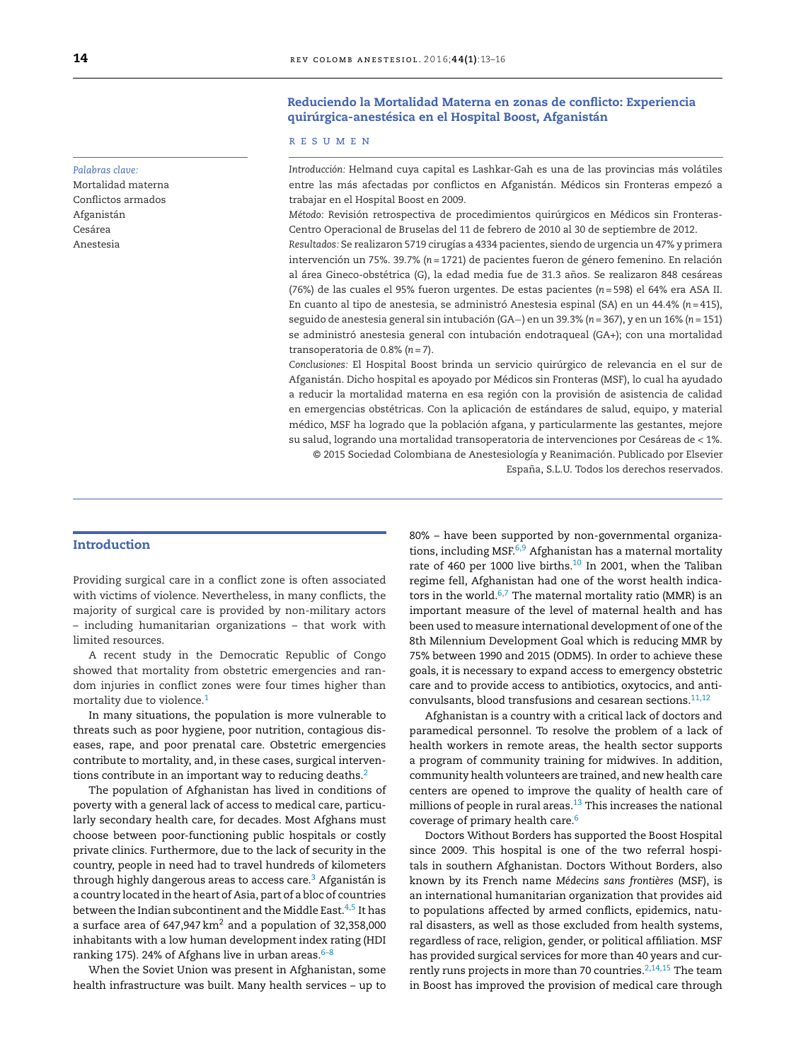## Reduciendo la Mortalidad Materna en zonas de conflicto: Experiencia quirúrgica-anestésica en el Hospital Boost, Afganistán

### RESUMEN

*Introducción:* Helmand cuya capital es Lashkar-Gah es una de las provincias más volátiles entre las más afectadas por conflictos en Afganistán. Médicos sin Fronteras empezó a trabajar en el Hospital Boost en 2009.

*Método:* Revisión retrospectiva de procedimientos quirúrgicos en Médicos sin Fronteras-Centro Operacional de Bruselas del 11 de febrero de 2010 al 30 de septiembre de 2012.

*Resultados:* Se realizaron 5719 cirugías a 4334 pacientes, siendo de urgencia un 47% y primera intervención un 75%. 39.7% (*n* = 1721) de pacientes fueron de género femenino. En relación al área Gineco-obstétrica (G), la edad media fue de 31.3 años. Se realizaron 848 cesáreas (76%) de las cuales el 95% fueron urgentes. De estas pacientes (*n* = 598) el 64% era ASA II. En cuanto al tipo de anestesia, se administró Anestesia espinal (SA) en un 44.4% (*n* = 415), seguido de anestesia general sin intubación (GA−) en un 39.3% (*n* = 367), y en un 16% (*n* = 151) se administró anestesia general con intubación endotraqueal (GA+); con una mortalidad transoperatoria de 0.8% (*n* = 7).

*Conclusiones:* El Hospital Boost brinda un servicio quirúrgico de relevancia en el sur de Afganistán. Dicho hospital es apoyado por Médicos sin Fronteras (MSF), lo cual ha ayudado a reducir la mortalidad materna en esa región con la provisión de asistencia de calidad en emergencias obstétricas. Con la aplicación de estándares de salud, equipo, y material médico, MSF ha logrado que la población afgana, y particularmente las gestantes, mejore su salud, logrando una mortalidad transoperatoria de intervenciones por Cesáreas de < 1%.

© 2015 Sociedad Colombiana de Anestesiología y Reanimación. Publicado por Elsevier España, S.L.U. Todos los derechos reservados.

*Palabras clave:*
Mortalidad materna
Conflictos armados
Afganistán
Cesárea
Anestesia

## Introduction

Providing surgical care in a conflict zone is often associated with victims of violence. Nevertheless, in many conflicts, the majority of surgical care is provided by non-military actors – including humanitarian organizations – that work with limited resources.

A recent study in the Democratic Republic of Congo showed that mortality from obstetric emergencies and random injuries in conflict zones were four times higher than mortality due to violence.[1]

In many situations, the population is more vulnerable to threats such as poor hygiene, poor nutrition, contagious diseases, rape, and poor prenatal care. Obstetric emergencies contribute to mortality, and, in these cases, surgical interventions contribute in an important way to reducing deaths.[2]

The population of Afghanistan has lived in conditions of poverty with a general lack of access to medical care, particularly secondary health care, for decades. Most Afghans must choose between poor-functioning public hospitals or costly private clinics. Furthermore, due to the lack of security in the country, people in need had to travel hundreds of kilometers through highly dangerous areas to access care.[3] Afganistán is a country located in the heart of Asia, part of a bloc of countries between the Indian subcontinent and the Middle East.[4,5] It has a surface area of 647,947 km$^2$ and a population of 32,358,000 inhabitants with a low human development index rating (HDI ranking 175). 24% of Afghans live in urban areas.[6–8]

When the Soviet Union was present in Afghanistan, some health infrastructure was built. Many health services – up to 80% – have been supported by non-governmental organizations, including MSF.[6,9] Afghanistan has a maternal mortality rate of 460 per 1000 live births.[10] In 2001, when the Taliban regime fell, Afghanistan had one of the worst health indicators in the world.[6,7] The maternal mortality ratio (MMR) is an important measure of the level of maternal health and has been used to measure international development of one of the 8th Milennium Development Goal which is reducing MMR by 75% between 1990 and 2015 (ODM5). In order to achieve these goals, it is necessary to expand access to emergency obstetric care and to provide access to antibiotics, oxytocics, and anticonvulsants, blood transfusions and cesarean sections.[11,12]

Afghanistan is a country with a critical lack of doctors and paramedical personnel. To resolve the problem of a lack of health workers in remote areas, the health sector supports a program of community training for midwives. In addition, community health volunteers are trained, and new health care centers are opened to improve the quality of health care of millions of people in rural areas.[13] This increases the national coverage of primary health care.[6]

Doctors Without Borders has supported the Boost Hospital since 2009. This hospital is one of the two referral hospitals in southern Afghanistan. Doctors Without Borders, also known by its French name *Médecins sans frontières* (MSF), is an international humanitarian organization that provides aid to populations affected by armed conflicts, epidemics, natural disasters, as well as those excluded from health systems, regardless of race, religion, gender, or political affiliation. MSF has provided surgical services for more than 40 years and currently runs projects in more than 70 countries.[2,14,15] The team in Boost has improved the provision of medical care through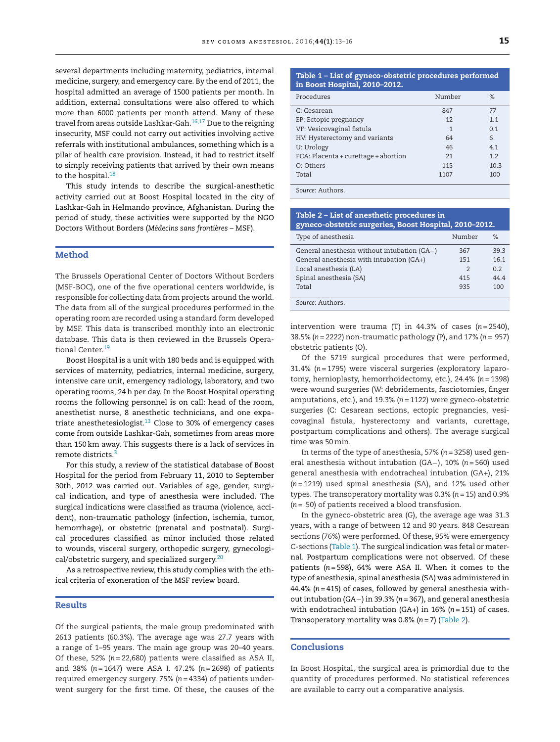several departments including maternity, pediatrics, internal medicine, surgery, and emergency care. By the end of 2011, the hospital admitted an average of 1500 patients per month. In addition, external consultations were also offered to which more than 6000 patients per month attend. Many of these travel from areas outside Lashkar-Gah.[16,17] Due to the reigning insecurity, MSF could not carry out activities involving active referrals with institutional ambulances, something which is a pilar of health care provision. Instead, it had to restrict itself to simply receiving patients that arrived by their own means to the hospital.[18]

This study intends to describe the surgical-anesthetic activity carried out at Boost Hospital located in the city of Lashkar-Gah in Helmando province, Afghanistan. During the period of study, these activities were supported by the NGO Doctors Without Borders (*Médecins sans frontières* – MSF).

## Method

The Brussels Operational Center of Doctors Without Borders (MSF-BOC), one of the five operational centers worldwide, is responsible for collecting data from projects around the world. The data from all of the surgical procedures performed in the operating room are recorded using a standard form developed by MSF. This data is transcribed monthly into an electronic database. This data is then reviewed in the Brussels Operational Center.[19]

Boost Hospital is a unit with 180 beds and is equipped with services of maternity, pediatrics, internal medicine, surgery, intensive care unit, emergency radiology, laboratory, and two operating rooms, 24 h per day. In the Boost Hospital operating rooms the following personnel is on call: head of the room, anesthetist nurse, 8 anesthetic technicians, and one expatriate anesthetesiologist.[13] Close to 30% of emergency cases come from outside Lashkar-Gah, sometimes from areas more than 150 km away. This suggests there is a lack of services in remote districts.[3]

For this study, a review of the statistical database of Boost Hospital for the period from February 11, 2010 to September 30th, 2012 was carried out. Variables of age, gender, surgical indication, and type of anesthesia were included. The surgical indications were classified as trauma (violence, accident), non-traumatic pathology (infection, ischemia, tumor, hemorrhage), or obstetric (prenatal and postnatal). Surgical procedures classified as minor included those related to wounds, visceral surgery, orthopedic surgery, gynecological/obstetric surgery, and specialized surgery.[20]

As a retrospective review, this study complies with the ethical criteria of exoneration of the MSF review board.

## Results

Of the surgical patients, the male group predominated with 2613 patients (60.3%). The average age was 27.7 years with a range of 1–95 years. The main age group was 20–40 years. Of these, 52% (*n* = 22,680) patients were classified as ASA II, and 38% (*n* = 1647) were ASA I. 47.2% (*n* = 2698) of patients required emergency surgery. 75% (*n* = 4334) of patients underwent surgery for the first time. Of these, the causes of the intervention were trauma (T) in 44.3% of cases (*n* = 2540), 38.5% (*n* = 2222) non-traumatic pathology (P), and 17% (*n* = 957) obstetric patients (O).

Of the 5719 surgical procedures that were performed, 31.4% (*n* = 1795) were visceral surgeries (exploratory laparotomy, hernioplasty, hemorrhoidectomy, etc.), 24.4% (*n* = 1398) were wound surgeries (W: debridements, fasciotomies, finger amputations, etc.), and 19.3% (*n* = 1122) were gyneco-obstetric surgeries (C: Cesarean sections, ectopic pregnancies, vesicovaginal fistula, hysterectomy and variants, curettage, postpartum complications and others). The average surgical time was 50 min.

In terms of the type of anesthesia, 57% (*n* = 3258) used general anesthesia without intubation (GA−), 10% (*n* = 560) used general anesthesia with endotracheal intubation (GA+), 21% (*n* = 1219) used spinal anesthesia (SA), and 12% used other types. The transoperatory mortality was 0.3% (*n* = 15) and 0.9% (*n* = 50) of patients received a blood transfusion.

In the gyneco-obstetric area (G), the average age was 31.3 years, with a range of between 12 and 90 years. 848 Cesarean sections (76%) were performed. Of these, 95% were emergency C-sections (Table 1). The surgical indication was fetal or maternal. Postpartum complications were not observed. Of these patients (*n* = 598), 64% were ASA II. When it comes to the type of anesthesia, spinal anesthesia (SA) was administered in 44.4% (*n* = 415) of cases, followed by general anesthesia without intubation (GA−) in 39.3% (*n* = 367), and general anesthesia with endotracheal intubation (GA+) in 16% (*n* = 151) of cases. Transoperatory mortality was 0.8% (*n* = 7) (Table 2).

**Table 1 – List of gyneco-obstetric procedures performed in Boost Hospital, 2010–2012.**

| Procedures | Number | % |
|---|---|---|
| C: Cesarean | 847 | 77 |
| EP: Ectopic pregnancy | 12 | 1.1 |
| VF: Vesicovaginal fistula | 1 | 0.1 |
| HV: Hysterectomy and variants | 64 | 6 |
| U: Urology | 46 | 4.1 |
| PCA: Placenta + curettage + abortion | 21 | 1.2 |
| O: Others | 115 | 10.3 |
| Total | 1107 | 100 |

*Source*: Authors.

**Table 2 – List of anesthetic procedures in gyneco-obstetric surgeries, Boost Hospital, 2010–2012.**

| Type of anesthesia | Number | % |
|---|---|---|
| General anesthesia without intubation (GA−) | 367 | 39.3 |
| General anesthesia with intubation (GA+) | 151 | 16.1 |
| Local anesthesia (LA) | 2 | 0.2 |
| Spinal anesthesia (SA) | 415 | 44.4 |
| Total | 935 | 100 |

*Source*: Authors.

## Conclusions

In Boost Hospital, the surgical area is primordial due to the quantity of procedures performed. No statistical references are available to carry out a comparative analysis.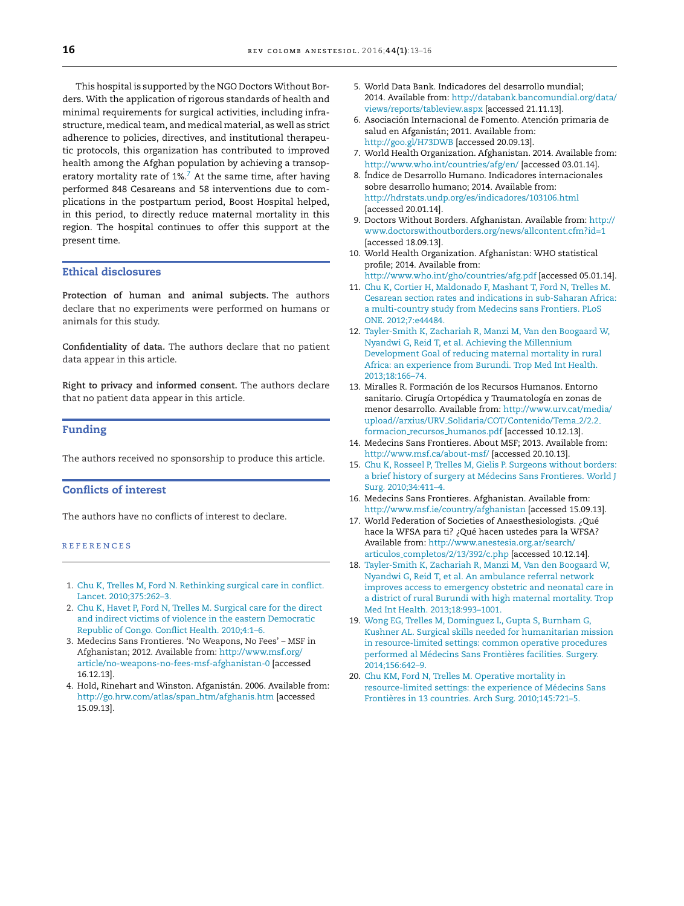This hospital is supported by the NGO Doctors Without Borders. With the application of rigorous standards of health and minimal requirements for surgical activities, including infrastructure, medical team, and medical material, as well as strict adherence to policies, directives, and institutional therapeutic protocols, this organization has contributed to improved health among the Afghan population by achieving a transoperatory mortality rate of 1%.[7] At the same time, after having performed 848 Cesareans and 58 interventions due to complications in the postpartum period, Boost Hospital helped, in this period, to directly reduce maternal mortality in this region. The hospital continues to offer this support at the present time.

## Ethical disclosures

**Protection of human and animal subjects.** The authors declare that no experiments were performed on humans or animals for this study.

**Confidentiality of data.** The authors declare that no patient data appear in this article.

**Right to privacy and informed consent.** The authors declare that no patient data appear in this article.

## Funding

The authors received no sponsorship to produce this article.

## Conflicts of interest

The authors have no conflicts of interest to declare.

## REFERENCES

1. Chu K, Trelles M, Ford N. Rethinking surgical care in conflict. Lancet. 2010;375:262–3.
2. Chu K, Havet P, Ford N, Trelles M. Surgical care for the direct and indirect victims of violence in the eastern Democratic Republic of Congo. Conflict Health. 2010;4:1–6.
3. Medecins Sans Frontieres. 'No Weapons, No Fees' – MSF in Afghanistan; 2012. Available from: http://www.msf.org/article/no-weapons-no-fees-msf-afghanistan-0 [accessed 16.12.13].
4. Hold, Rinehart and Winston. Afganistán. 2006. Available from: http://go.hrw.com/atlas/span_htm/afghanis.htm [accessed 15.09.13].
5. World Data Bank. Indicadores del desarrollo mundial; 2014. Available from: http://databank.bancomundial.org/data/views/reports/tableview.aspx [accessed 21.11.13].
6. Asociación Internacional de Fomento. Atención primaria de salud en Afganistán; 2011. Available from: http://goo.gl/H73DWB [accessed 20.09.13].
7. World Health Organization. Afghanistan. 2014. Available from: http://www.who.int/countries/afg/en/ [accessed 03.01.14].
8. Índice de Desarrollo Humano. Indicadores internacionales sobre desarrollo humano; 2014. Available from: http://hdrstats.undp.org/es/indicadores/103106.html [accessed 20.01.14].
9. Doctors Without Borders. Afghanistan. Available from: http://www.doctorswithoutborders.org/news/allcontent.cfm?id=1 [accessed 18.09.13].
10. World Health Organization. Afghanistan: WHO statistical profile; 2014. Available from: http://www.who.int/gho/countries/afg.pdf [accessed 05.01.14].
11. Chu K, Cortier H, Maldonado F, Mashant T, Ford N, Trelles M. Cesarean section rates and indications in sub-Saharan Africa: a multi-country study from Medecins sans Frontiers. PLoS ONE. 2012;7:e44484.
12. Tayler-Smith K, Zachariah R, Manzi M, Van den Boogaard W, Nyandwi G, Reid T, et al. Achieving the Millennium Development Goal of reducing maternal mortality in rural Africa: an experience from Burundi. Trop Med Int Health. 2013;18:166–74.
13. Miralles R. Formación de los Recursos Humanos. Entorno sanitario. Cirugía Ortopédica y Traumatología en zonas de menor desarrollo. Available from: http://www.urv.cat/media/upload//arxius/URV_Solidaria/COT/Contenido/Tema_2/2.2_formacion_recursos_humanos.pdf [accessed 10.12.13].
14. Medecins Sans Frontieres. About MSF; 2013. Available from: http://www.msf.ca/about-msf/ [accessed 20.10.13].
15. Chu K, Rosseel P, Trelles M, Gielis P. Surgeons without borders: a brief history of surgery at Médecins Sans Frontieres. World J Surg. 2010;34:411–4.
16. Medecins Sans Frontieres. Afghanistan. Available from: http://www.msf.ie/country/afghanistan [accessed 15.09.13].
17. World Federation of Societies of Anaesthesiologists. ¿Qué hace la WFSA para ti? ¿Qué hacen ustedes para la WFSA? Available from: http://www.anestesia.org.ar/search/articulos_completos/2/13/392/c.php [accessed 10.12.14].
18. Tayler-Smith K, Zachariah R, Manzi M, Van den Boogaard W, Nyandwi G, Reid T, et al. An ambulance referral network improves access to emergency obstetric and neonatal care in a district of rural Burundi with high maternal mortality. Trop Med Int Health. 2013;18:993–1001.
19. Wong EG, Trelles M, Dominguez L, Gupta S, Burnham G, Kushner AL. Surgical skills needed for humanitarian mission in resource-limited settings: common operative procedures performed al Médecins Sans Frontières facilities. Surgery. 2014;156:642–9.
20. Chu KM, Ford N, Trelles M. Operative mortality in resource-limited settings: the experience of Médecins Sans Frontières in 13 countries. Arch Surg. 2010;145:721–5.